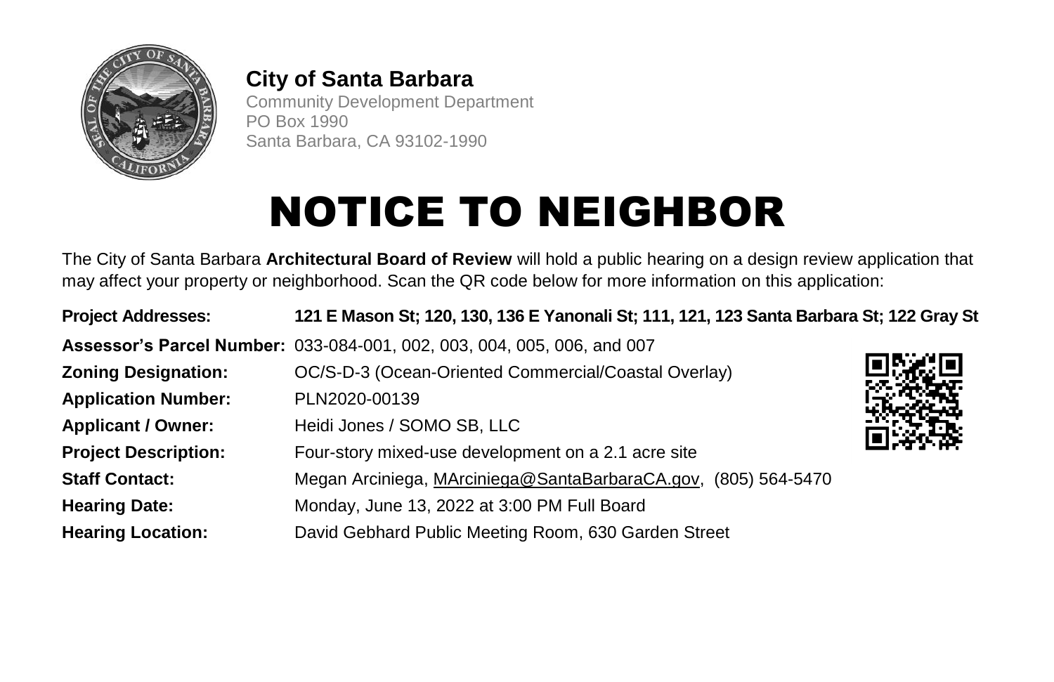**City of Santa Barbara**
Community Development Department
PO Box 1990
Santa Barbara, CA 93102-1990

# NOTICE TO NEIGHBOR

The City of Santa Barbara **Architectural Board of Review** will hold a public hearing on a design review application that may affect your property or neighborhood. Scan the QR code below for more information on this application:

**Project Addresses:** **121 E Mason St; 120, 130, 136 E Yanonali St; 111, 121, 123 Santa Barbara St; 122 Gray St**

**Assessor's Parcel Number:** 033-084-001, 002, 003, 004, 005, 006, and 007

**Zoning Designation:** OC/S-D-3 (Ocean-Oriented Commercial/Coastal Overlay)

**Application Number:** PLN2020-00139

**Applicant / Owner:** Heidi Jones / SOMO SB, LLC

**Project Description:** Four-story mixed-use development on a 2.1 acre site

**Staff Contact:** Megan Arciniega, MArciniega@SantaBarbaraCA.gov, (805) 564-5470

**Hearing Date:** Monday, June 13, 2022 at 3:00 PM Full Board

**Hearing Location:** David Gebhard Public Meeting Room, 630 Garden Street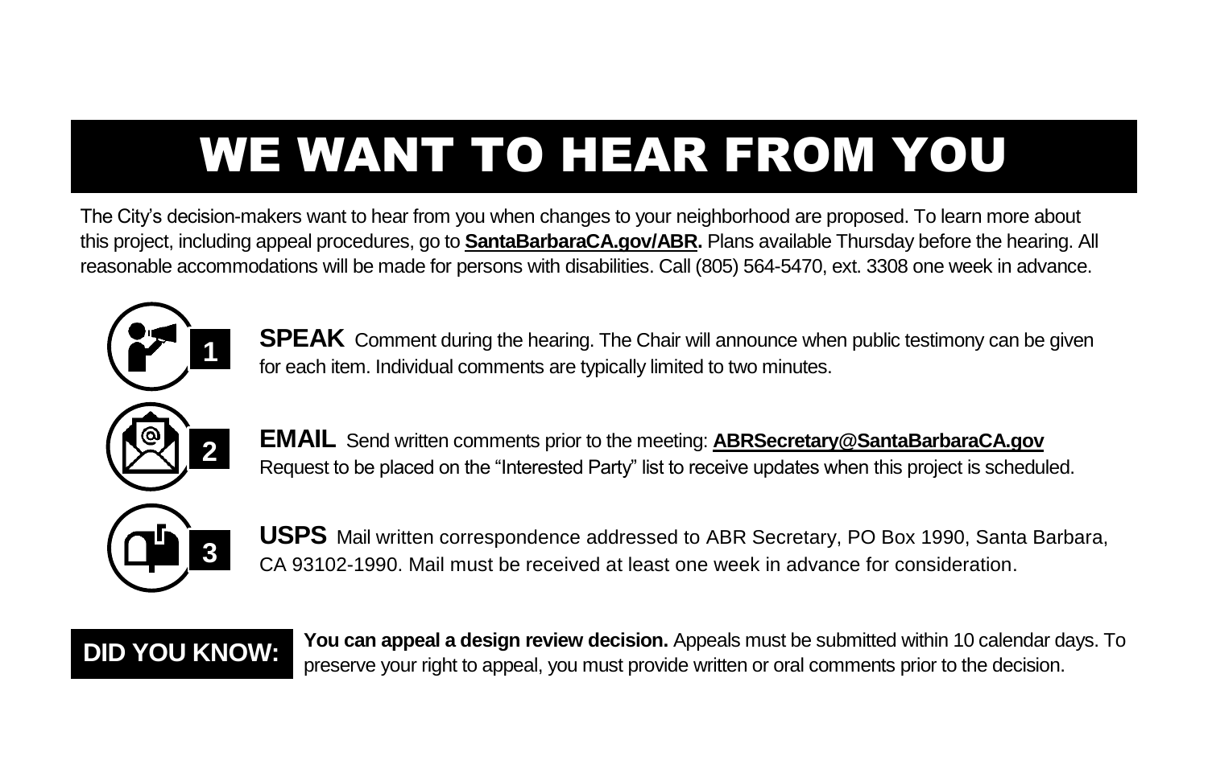# WE WANT TO HEAR FROM YOU

The City's decision-makers want to hear from you when changes to your neighborhood are proposed. To learn more about this project, including appeal procedures, go to **SantaBarbaraCA.gov/ABR.** Plans available Thursday before the hearing. All reasonable accommodations will be made for persons with disabilities. Call (805) 564-5470, ext. 3308 one week in advance.

1. **SPEAK** Comment during the hearing. The Chair will announce when public testimony can be given for each item. Individual comments are typically limited to two minutes.

2. **EMAIL** Send written comments prior to the meeting: **ABRSecretary@SantaBarbaraCA.gov** Request to be placed on the "Interested Party" list to receive updates when this project is scheduled.

3. **USPS** Mail written correspondence addressed to ABR Secretary, PO Box 1990, Santa Barbara, CA 93102-1990. Mail must be received at least one week in advance for consideration.

**DID YOU KNOW:** **You can appeal a design review decision.** Appeals must be submitted within 10 calendar days. To preserve your right to appeal, you must provide written or oral comments prior to the decision.